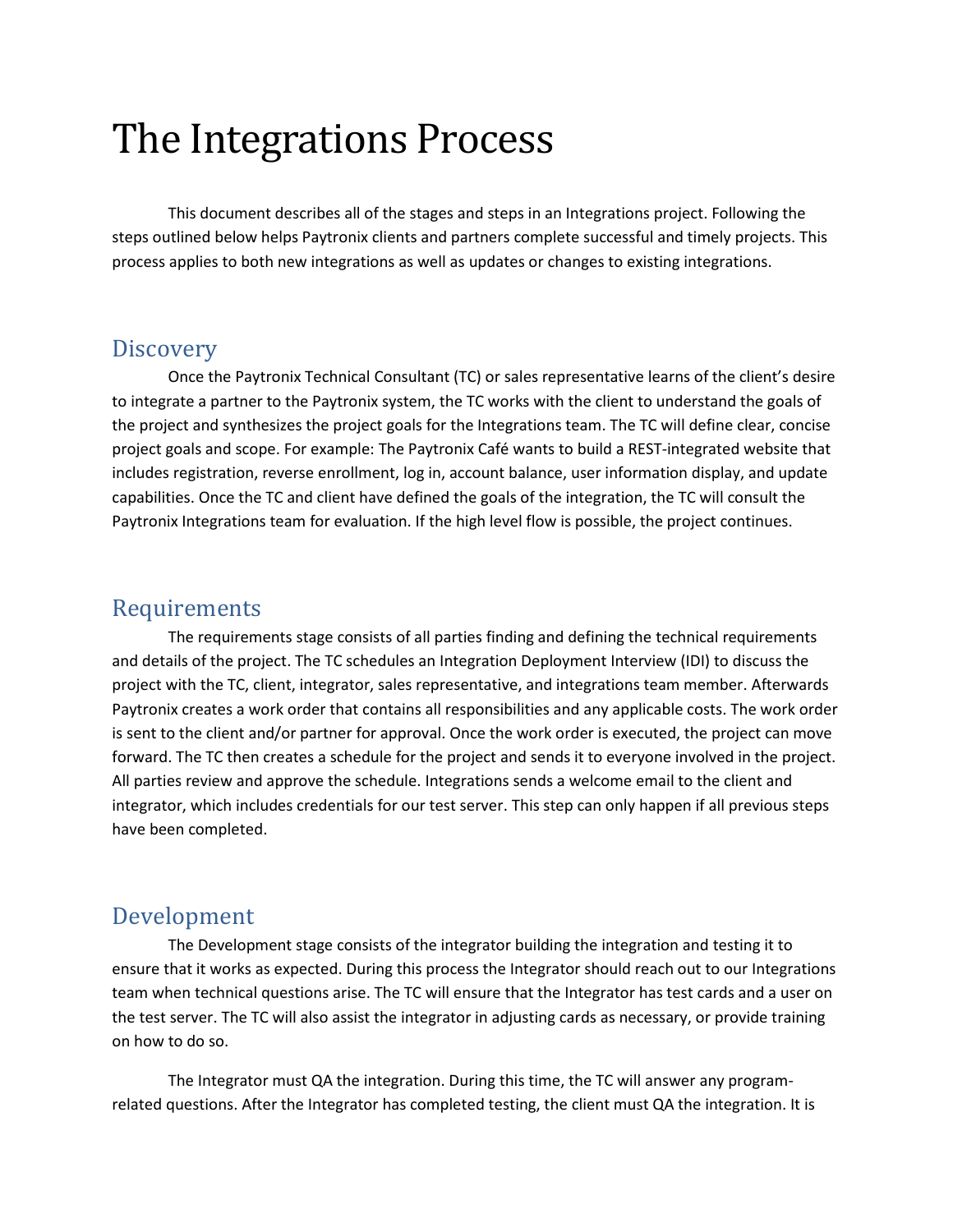# The Integrations Process

This document describes all of the stages and steps in an Integrations project. Following the steps outlined below helps Paytronix clients and partners complete successful and timely projects. This process applies to both new integrations as well as updates or changes to existing integrations.

## Discovery

Once the Paytronix Technical Consultant (TC) or sales representative learns of the client's desire to integrate a partner to the Paytronix system, the TC works with the client to understand the goals of the project and synthesizes the project goals for the Integrations team. The TC will define clear, concise project goals and scope. For example: The Paytronix Café wants to build a REST-integrated website that includes registration, reverse enrollment, log in, account balance, user information display, and update capabilities. Once the TC and client have defined the goals of the integration, the TC will consult the Paytronix Integrations team for evaluation. If the high level flow is possible, the project continues.

## Requirements

The requirements stage consists of all parties finding and defining the technical requirements and details of the project. The TC schedules an Integration Deployment Interview (IDI) to discuss the project with the TC, client, integrator, sales representative, and integrations team member. Afterwards Paytronix creates a work order that contains all responsibilities and any applicable costs. The work order is sent to the client and/or partner for approval. Once the work order is executed, the project can move forward. The TC then creates a schedule for the project and sends it to everyone involved in the project. All parties review and approve the schedule. Integrations sends a welcome email to the client and integrator, which includes credentials for our test server. This step can only happen if all previous steps have been completed.

## Development

The Development stage consists of the integrator building the integration and testing it to ensure that it works as expected. During this process the Integrator should reach out to our Integrations team when technical questions arise. The TC will ensure that the Integrator has test cards and a user on the test server. The TC will also assist the integrator in adjusting cards as necessary, or provide training on how to do so.

The Integrator must QA the integration. During this time, the TC will answer any program-related questions. After the Integrator has completed testing, the client must QA the integration. It is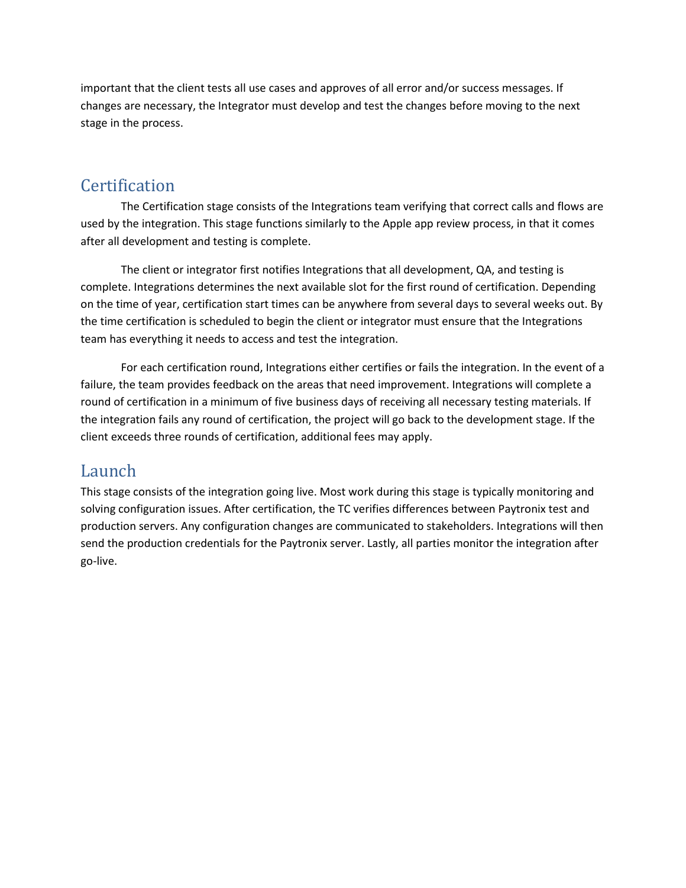important that the client tests all use cases and approves of all error and/or success messages. If changes are necessary, the Integrator must develop and test the changes before moving to the next stage in the process.

## Certification

The Certification stage consists of the Integrations team verifying that correct calls and flows are used by the integration. This stage functions similarly to the Apple app review process, in that it comes after all development and testing is complete.

The client or integrator first notifies Integrations that all development, QA, and testing is complete. Integrations determines the next available slot for the first round of certification. Depending on the time of year, certification start times can be anywhere from several days to several weeks out. By the time certification is scheduled to begin the client or integrator must ensure that the Integrations team has everything it needs to access and test the integration.

For each certification round, Integrations either certifies or fails the integration. In the event of a failure, the team provides feedback on the areas that need improvement. Integrations will complete a round of certification in a minimum of five business days of receiving all necessary testing materials. If the integration fails any round of certification, the project will go back to the development stage. If the client exceeds three rounds of certification, additional fees may apply.

## Launch

This stage consists of the integration going live. Most work during this stage is typically monitoring and solving configuration issues. After certification, the TC verifies differences between Paytronix test and production servers. Any configuration changes are communicated to stakeholders. Integrations will then send the production credentials for the Paytronix server. Lastly, all parties monitor the integration after go-live.